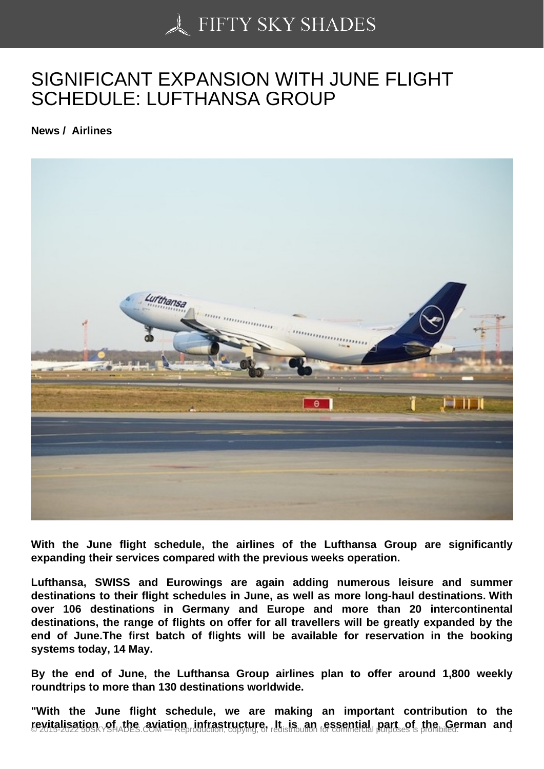# SIGNIFICANT EXPANSION WITH JUNE FLIGHT SCHEDULE: LUFTHANSA GROUP

**News / Airlines**

**With the June flight schedule, the airlines of the Lufthansa Group are significantly expanding their services compared with the previous weeks operation.**

**Lufthansa, SWISS and Eurowings are again adding numerous leisure and summer destinations to their flight schedules in June, as well as more long-haul destinations. With over 106 destinations in Germany and Europe and more than 20 intercontinental destinations, the range of flights on offer for all travellers will be greatly expanded by the end of June.The first batch of flights will be available for reservation in the booking systems today, 14 May.**

**By the end of June, the Lufthansa Group airlines plan to offer around 1,800 weekly roundtrips to more than 130 destinations worldwide.**

**"With the June flight schedule, we are making an important contribution to the revitalisation of the aviation infrastructure. It is an essential part of the German and**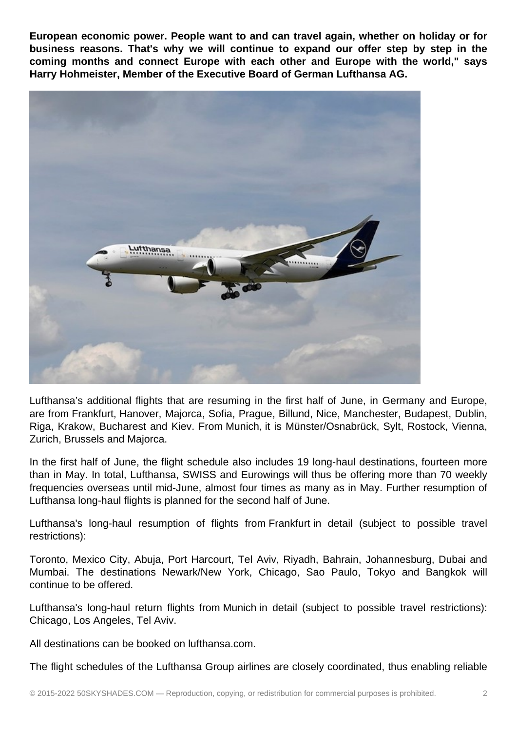**European economic power. People want to and can travel again, whether on holiday or for business reasons. That's why we will continue to expand our offer step by step in the coming months and connect Europe with each other and Europe with the world," says Harry Hohmeister, Member of the Executive Board of German Lufthansa AG.**

Lufthansa's additional flights that are resuming in the first half of June, in Germany and Europe, are from Frankfurt, Hanover, Majorca, Sofia, Prague, Billund, Nice, Manchester, Budapest, Dublin, Riga, Krakow, Bucharest and Kiev. From Munich, it is Münster/Osnabrück, Sylt, Rostock, Vienna, Zurich, Brussels and Majorca.

In the first half of June, the flight schedule also includes 19 long-haul destinations, fourteen more than in May. In total, Lufthansa, SWISS and Eurowings will thus be offering more than 70 weekly frequencies overseas until mid-June, almost four times as many as in May. Further resumption of Lufthansa long-haul flights is planned for the second half of June.

Lufthansa's long-haul resumption of flights from Frankfurt in detail (subject to possible travel restrictions):

Toronto, Mexico City, Abuja, Port Harcourt, Tel Aviv, Riyadh, Bahrain, Johannesburg, Dubai and Mumbai. The destinations Newark/New York, Chicago, Sao Paulo, Tokyo and Bangkok will continue to be offered.

Lufthansa's long-haul return flights from Munich in detail (subject to possible travel restrictions): Chicago, Los Angeles, Tel Aviv.

All destinations can be booked on lufthansa.com.

The flight schedules of the Lufthansa Group airlines are closely coordinated, thus enabling reliable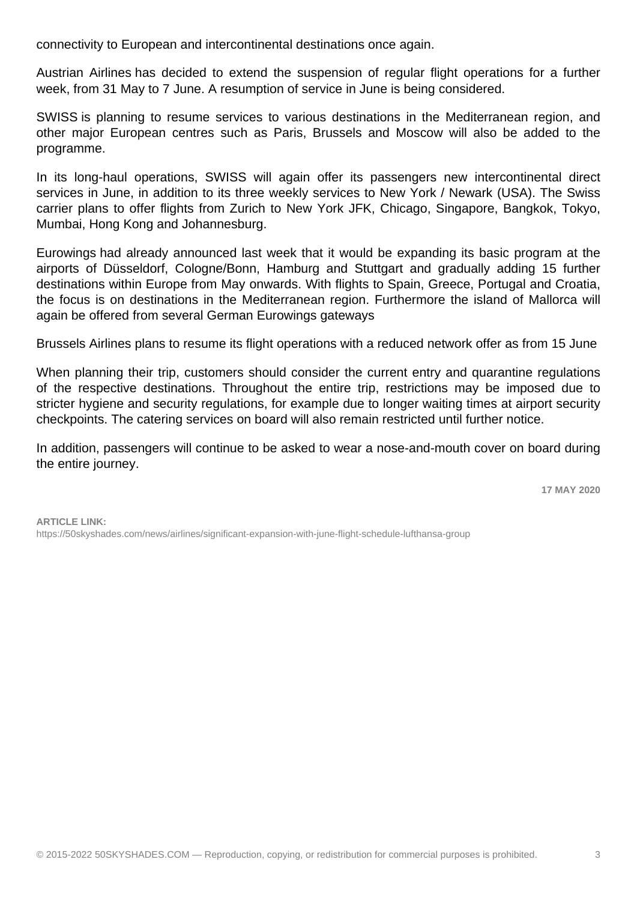connectivity to European and intercontinental destinations once again.

Austrian Airlines has decided to extend the suspension of regular flight operations for a further week, from 31 May to 7 June. A resumption of service in June is being considered.

SWISS is planning to resume services to various destinations in the Mediterranean region, and other major European centres such as Paris, Brussels and Moscow will also be added to the programme.

In its long-haul operations, SWISS will again offer its passengers new intercontinental direct services in June, in addition to its three weekly services to New York / Newark (USA). The Swiss carrier plans to offer flights from Zurich to New York JFK, Chicago, Singapore, Bangkok, Tokyo, Mumbai, Hong Kong and Johannesburg.

Eurowings had already announced last week that it would be expanding its basic program at the airports of Düsseldorf, Cologne/Bonn, Hamburg and Stuttgart and gradually adding 15 further destinations within Europe from May onwards. With flights to Spain, Greece, Portugal and Croatia, the focus is on destinations in the Mediterranean region. Furthermore the island of Mallorca will again be offered from several German Eurowings gateways

Brussels Airlines plans to resume its flight operations with a reduced network offer as from 15 June

When planning their trip, customers should consider the current entry and quarantine regulations of the respective destinations. Throughout the entire trip, restrictions may be imposed due to stricter hygiene and security regulations, for example due to longer waiting times at airport security checkpoints. The catering services on board will also remain restricted until further notice.

In addition, passengers will continue to be asked to wear a nose-and-mouth cover on board during the entire journey.

**17 MAY 2020**

**ARTICLE LINK:**
https://50skyshades.com/news/airlines/significant-expansion-with-june-flight-schedule-lufthansa-group